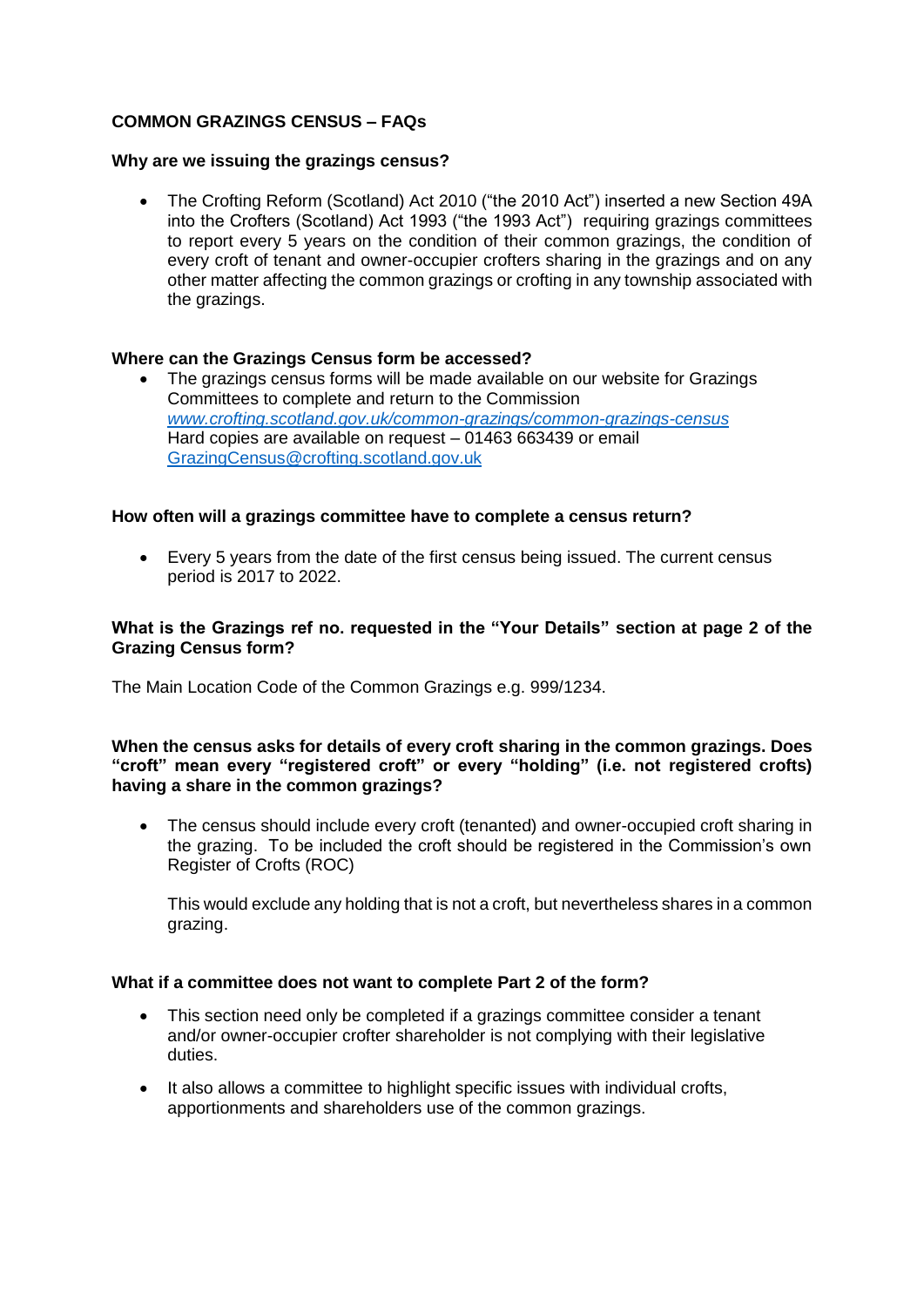# COMMON GRAZINGS CENSUS – FAQs

**Why are we issuing the grazings census?**

- The Crofting Reform (Scotland) Act 2010 ("the 2010 Act") inserted a new Section 49A into the Crofters (Scotland) Act 1993 ("the 1993 Act") requiring grazings committees to report every 5 years on the condition of their common grazings, the condition of every croft of tenant and owner-occupier crofters sharing in the grazings and on any other matter affecting the common grazings or crofting in any township associated with the grazings.

**Where can the Grazings Census form be accessed?**

- The grazings census forms will be made available on our website for Grazings Committees to complete and return to the Commission *www.crofting.scotland.gov.uk/common-grazings-census*
  Hard copies are available on request – 01463 663439 or email GrazingCensus@crofting.scotland.gov.uk

**How often will a grazings committee have to complete a census return?**

- Every 5 years from the date of the first census being issued. The current census period is 2017 to 2022.

**What is the Grazings ref no. requested in the "Your Details" section at page 2 of the Grazing Census form?**

The Main Location Code of the Common Grazings e.g. 999/1234.

**When the census asks for details of every croft sharing in the common grazings. Does "croft" mean every "registered croft" or every "holding" (i.e. not registered crofts) having a share in the common grazings?**

- The census should include every croft (tenanted) and owner-occupied croft sharing in the grazing. To be included the croft should be registered in the Commission's own Register of Crofts (ROC)

  This would exclude any holding that is not a croft, but nevertheless shares in a common grazing.

**What if a committee does not want to complete Part 2 of the form?**

- This section need only be completed if a grazings committee consider a tenant and/or owner-occupier crofter shareholder is not complying with their legislative duties.
- It also allows a committee to highlight specific issues with individual crofts, apportionments and shareholders use of the common grazings.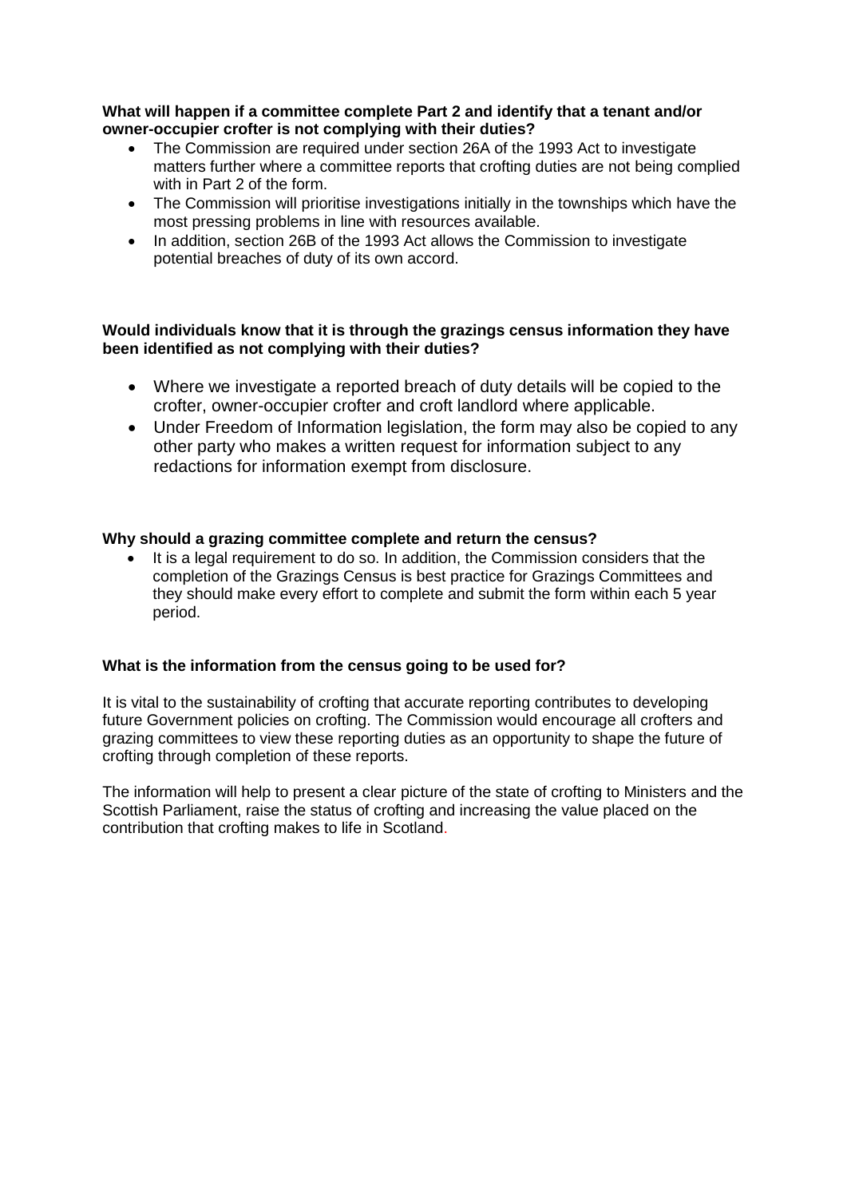**What will happen if a committee complete Part 2 and identify that a tenant and/or owner-occupier crofter is not complying with their duties?**

- The Commission are required under section 26A of the 1993 Act to investigate matters further where a committee reports that crofting duties are not being complied with in Part 2 of the form.
- The Commission will prioritise investigations initially in the townships which have the most pressing problems in line with resources available.
- In addition, section 26B of the 1993 Act allows the Commission to investigate potential breaches of duty of its own accord.

**Would individuals know that it is through the grazings census information they have been identified as not complying with their duties?**

- Where we investigate a reported breach of duty details will be copied to the crofter, owner-occupier crofter and croft landlord where applicable.
- Under Freedom of Information legislation, the form may also be copied to any other party who makes a written request for information subject to any redactions for information exempt from disclosure.

**Why should a grazing committee complete and return the census?**

- It is a legal requirement to do so. In addition, the Commission considers that the completion of the Grazings Census is best practice for Grazings Committees and they should make every effort to complete and submit the form within each 5 year period.

**What is the information from the census going to be used for?**

It is vital to the sustainability of crofting that accurate reporting contributes to developing future Government policies on crofting. The Commission would encourage all crofters and grazing committees to view these reporting duties as an opportunity to shape the future of crofting through completion of these reports.

The information will help to present a clear picture of the state of crofting to Ministers and the Scottish Parliament, raise the status of crofting and increasing the value placed on the contribution that crofting makes to life in Scotland.